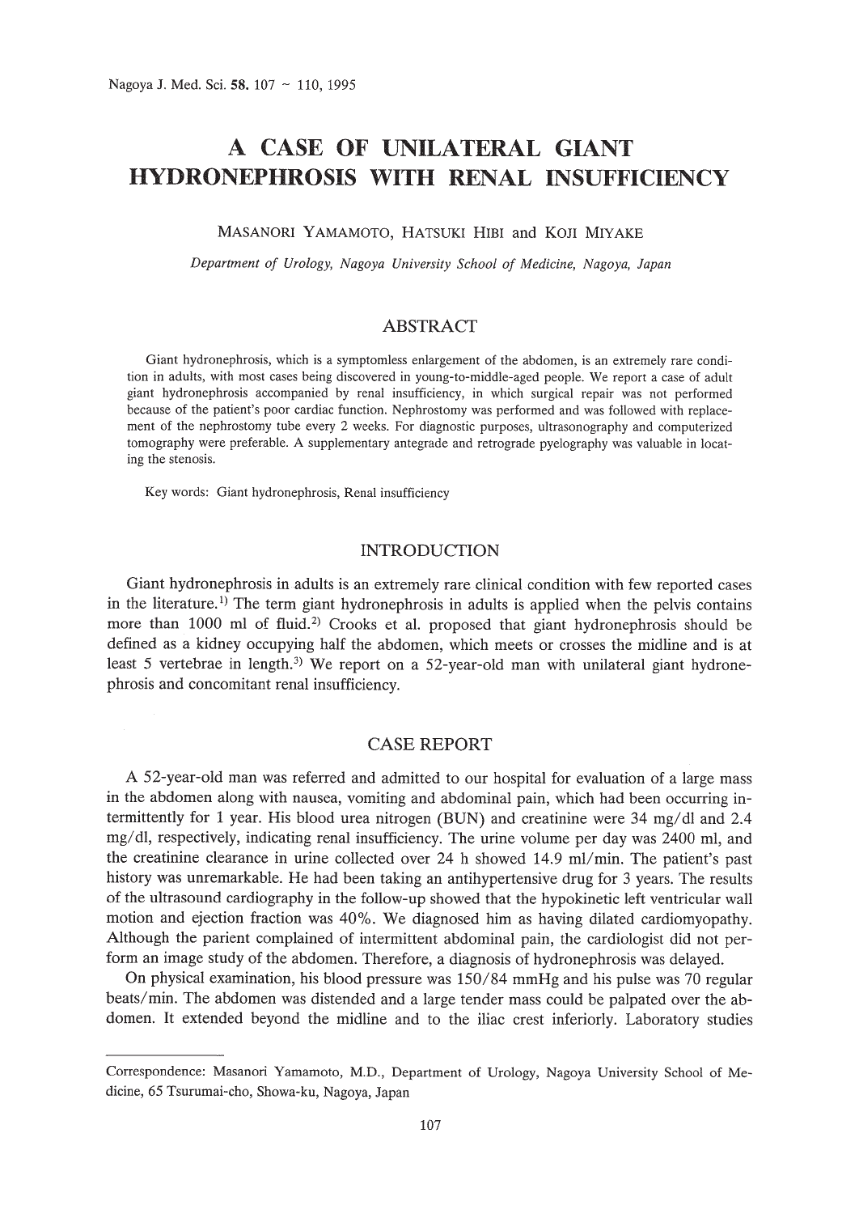# A CASE OF UNILATERAL GIANT HYDRONEPHROSIS WITH RENAL INSUFFICIENCY

MASANORI YAMAMOTO, HATSUKI HIBI and KOJI MIYAKE

*Department of Urology, Nagoya University School of Medicine, Nagoya, Japan*

## ABSTRACT

Giant hydronephrosis, which is a symptomless enlargement of the abdomen, is an extremely rare condition in adults, with most cases being discovered in young-to-middle-aged people. We report a case of adult giant hydronephrosis accompanied by renal insufficiency, in which surgical repair was not performed because of the patient's poor cardiac function. Nephrostomy was performed and was followed with replacement of the nephrostomy tube every 2 weeks. For diagnostic purposes, ultrasonography and computerized tomography were preferable. A supplementary antegrade and retrograde pyelography was valuable in locating the stenosis.

Key words: Giant hydronephrosis, Renal insufficiency

## INTRODUCTION

Giant hydronephrosis in adults is an extremely rare clinical condition with few reported cases in the literature.[1] The term giant hydronephrosis in adults is applied when the pelvis contains more than 1000 ml of fluid.[2] Crooks et al. proposed that giant hydronephrosis should be defined as a kidney occupying half the abdomen, which meets or crosses the midline and is at least 5 vertebrae in length.[3] We report on a 52-year-old man with unilateral giant hydronephrosis and concomitant renal insufficiency.

## CASE REPORT

A 52-year-old man was referred and admitted to our hospital for evaluation of a large mass in the abdomen along with nausea, vomiting and abdominal pain, which had been occurring intermittently for 1 year. His blood urea nitrogen (BUN) and creatinine were 34 mg/dl and 2.4 mg/dl, respectively, indicating renal insufficiency. The urine volume per day was 2400 ml, and the creatinine clearance in urine collected over 24 h showed 14.9 ml/min. The patient's past history was unremarkable. He had been taking an antihypertensive drug for 3 years. The results of the ultrasound cardiography in the follow-up showed that the hypokinetic left ventricular wall motion and ejection fraction was 40%. We diagnosed him as having dilated cardiomyopathy. Although the parient complained of intermittent abdominal pain, the cardiologist did not perform an image study of the abdomen. Therefore, a diagnosis of hydronephrosis was delayed.

On physical examination, his blood pressure was 150/84 mmHg and his pulse was 70 regular beats/min. The abdomen was distended and a large tender mass could be palpated over the abdomen. It extended beyond the midline and to the iliac crest inferiorly. Laboratory studies

---

Correspondence: Masanori Yamamoto, M.D., Department of Urology, Nagoya University School of Medicine, 65 Tsurumai-cho, Showa-ku, Nagoya, Japan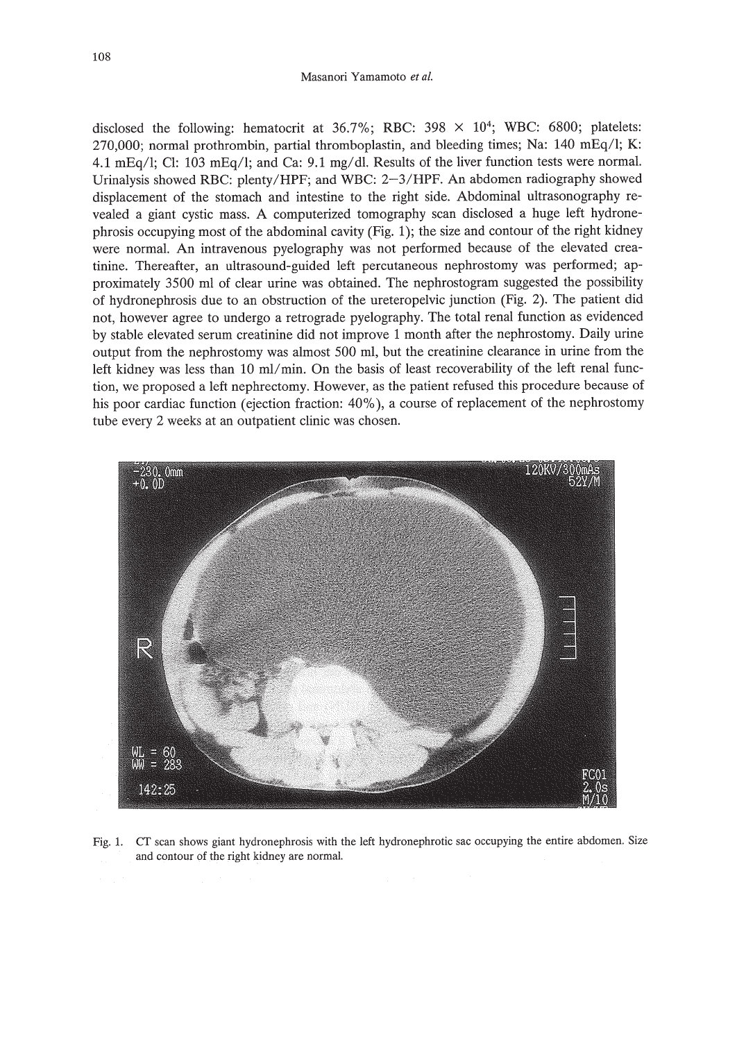disclosed the following: hematocrit at 36.7%; RBC: 398 × $10^4$; WBC: 6800; platelets: 270,000; normal prothrombin, partial thromboplastin, and bleeding times; Na: 140 mEq/l; K: 4.1 mEq/l; Cl: 103 mEq/l; and Ca: 9.1 mg/dl. Results of the liver function tests were normal. Urinalysis showed RBC: plenty/HPF; and WBC: 2–3/HPF. An abdomen radiography showed displacement of the stomach and intestine to the right side. Abdominal ultrasonography revealed a giant cystic mass. A computerized tomography scan disclosed a huge left hydronephrosis occupying most of the abdominal cavity (Fig. 1); the size and contour of the right kidney were normal. An intravenous pyelography was not performed because of the elevated creatinine. Thereafter, an ultrasound-guided left percutaneous nephrostomy was performed; approximately 3500 ml of clear urine was obtained. The nephrostogram suggested the possibility of hydronephrosis due to an obstruction of the ureteropelvic junction (Fig. 2). The patient did not, however agree to undergo a retrograde pyelography. The total renal function as evidenced by stable elevated serum creatinine did not improve 1 month after the nephrostomy. Daily urine output from the nephrostomy was almost 500 ml, but the creatinine clearance in urine from the left kidney was less than 10 ml/min. On the basis of least recoverability of the left renal function, we proposed a left nephrectomy. However, as the patient refused this procedure because of his poor cardiac function (ejection fraction: 40%), a course of replacement of the nephrostomy tube every 2 weeks at an outpatient clinic was chosen.

Fig. 1. CT scan shows giant hydronephrosis with the left hydronephrotic sac occupying the entire abdomen. Size and contour of the right kidney are normal.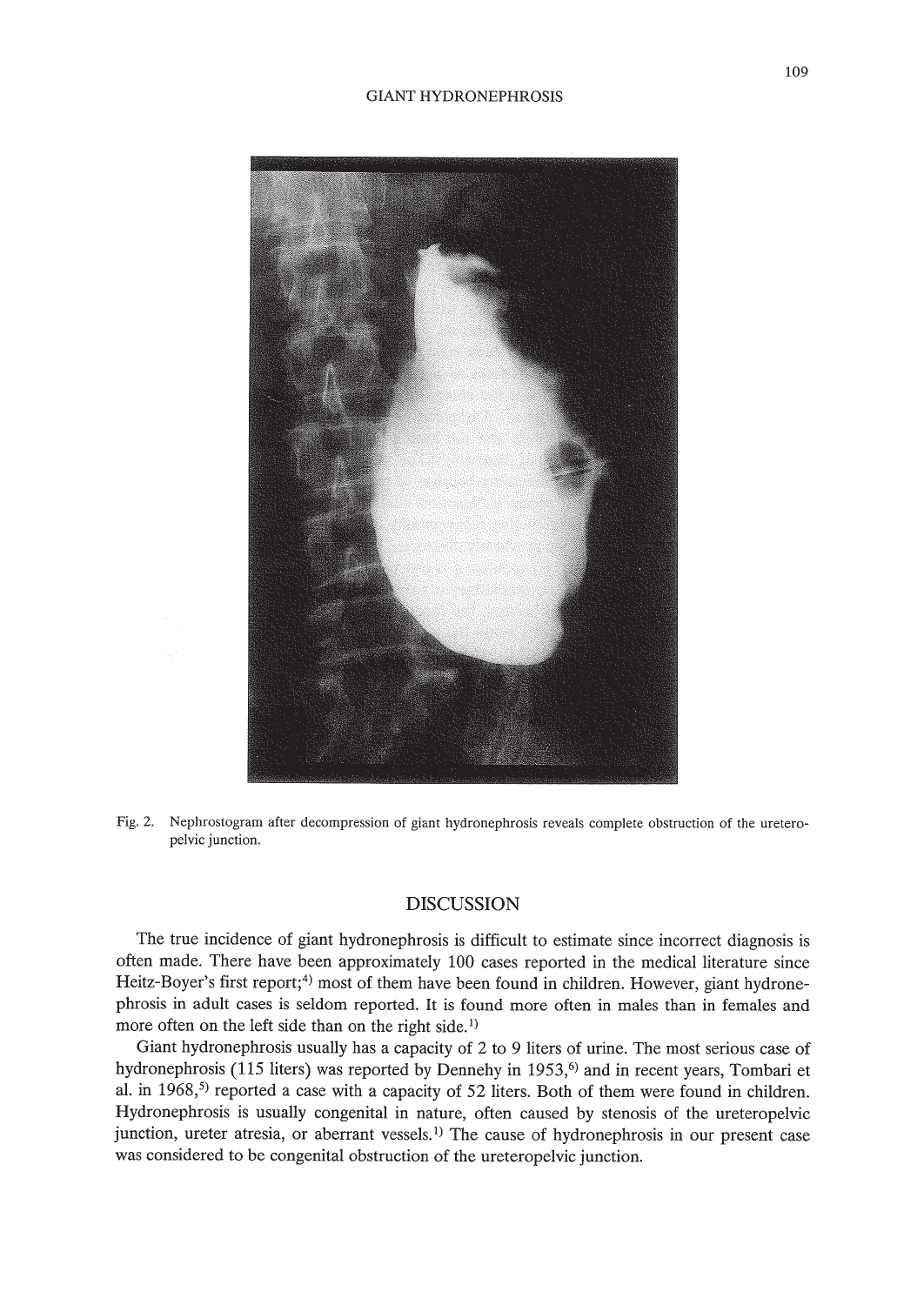Fig. 2. Nephrostogram after decompression of giant hydronephrosis reveals complete obstruction of the ureteropelvic junction.

## DISCUSSION

The true incidence of giant hydronephrosis is difficult to estimate since incorrect diagnosis is often made. There have been approximately 100 cases reported in the medical literature since Heitz-Boyer's first report;[4] most of them have been found in children. However, giant hydronephrosis in adult cases is seldom reported. It is found more often in males than in females and more often on the left side than on the right side.[1]

Giant hydronephrosis usually has a capacity of 2 to 9 liters of urine. The most serious case of hydronephrosis (115 liters) was reported by Dennehy in 1953,[6] and in recent years, Tombari et al. in 1968,[5] reported a case with a capacity of 52 liters. Both of them were found in children. Hydronephrosis is usually congenital in nature, often caused by stenosis of the ureteropelvic junction, ureter atresia, or aberrant vessels.[1] The cause of hydronephrosis in our present case was considered to be congenital obstruction of the ureteropelvic junction.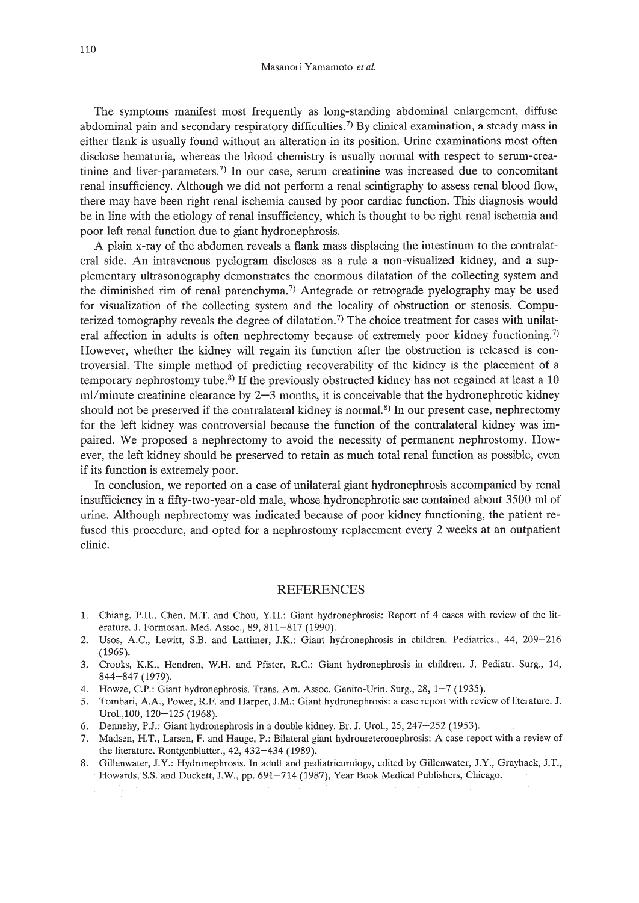The symptoms manifest most frequently as long-standing abdominal enlargement, diffuse abdominal pain and secondary respiratory difficulties.[7] By clinical examination, a steady mass in either flank is usually found without an alteration in its position. Urine examinations most often disclose hematuria, whereas the blood chemistry is usually normal with respect to serum-creatinine and liver-parameters.[7] In our case, serum creatinine was increased due to concomitant renal insufficiency. Although we did not perform a renal scintigraphy to assess renal blood flow, there may have been right renal ischemia caused by poor cardiac function. This diagnosis would be in line with the etiology of renal insufficiency, which is thought to be right renal ischemia and poor left renal function due to giant hydronephrosis.

A plain x-ray of the abdomen reveals a flank mass displacing the intestinum to the contralateral side. An intravenous pyelogram discloses as a rule a non-visualized kidney, and a supplementary ultrasonography demonstrates the enormous dilatation of the collecting system and the diminished rim of renal parenchyma.[7] Antegrade or retrograde pyelography may be used for visualization of the collecting system and the locality of obstruction or stenosis. Computerized tomography reveals the degree of dilatation.[7] The choice treatment for cases with unilateral affection in adults is often nephrectomy because of extremely poor kidney functioning.[7] However, whether the kidney will regain its function after the obstruction is released is controversial. The simple method of predicting recoverability of the kidney is the placement of a temporary nephrostomy tube.[8] If the previously obstructed kidney has not regained at least a 10 ml/minute creatinine clearance by 2–3 months, it is conceivable that the hydronephrotic kidney should not be preserved if the contralateral kidney is normal.[8] In our present case, nephrectomy for the left kidney was controversial because the function of the contralateral kidney was impaired. We proposed a nephrectomy to avoid the necessity of permanent nephrostomy. However, the left kidney should be preserved to retain as much total renal function as possible, even if its function is extremely poor.

In conclusion, we reported on a case of unilateral giant hydronephrosis accompanied by renal insufficiency in a fifty-two-year-old male, whose hydronephrotic sac contained about 3500 ml of urine. Although nephrectomy was indicated because of poor kidney functioning, the patient refused this procedure, and opted for a nephrostomy replacement every 2 weeks at an outpatient clinic.

## REFERENCES

1. Chiang, P.H., Chen, M.T. and Chou, Y.H.: Giant hydronephrosis: Report of 4 cases with review of the literature. J. Formosan. Med. Assoc., 89, 811–817 (1990).
2. Usos, A.C., Lewitt, S.B. and Lattimer, J.K.: Giant hydronephrosis in children. Pediatrics., 44, 209–216 (1969).
3. Crooks, K.K., Hendren, W.H. and Pfister, R.C.: Giant hydronephrosis in children. J. Pediatr. Surg., 14, 844–847 (1979).
4. Howze, C.P.: Giant hydronephrosis. Trans. Am. Assoc. Genito-Urin. Surg., 28, 1–7 (1935).
5. Tombari, A.A., Power, R.F. and Harper, J.M.: Giant hydronephrosis: a case report with review of literature. J. Urol.,100, 120–125 (1968).
6. Dennehy, P.J.: Giant hydronephrosis in a double kidney. Br. J. Urol., 25, 247–252 (1953).
7. Madsen, H.T., Larsen, F. and Hauge, P.: Bilateral giant hydroureteronephrosis: A case report with a review of the literature. Rontgenblatter., 42, 432–434 (1989).
8. Gillenwater, J.Y.: Hydronephrosis. In adult and pediatricurology, edited by Gillenwater, J.Y., Grayhack, J.T., Howards, S.S. and Duckett, J.W., pp. 691–714 (1987), Year Book Medical Publishers, Chicago.